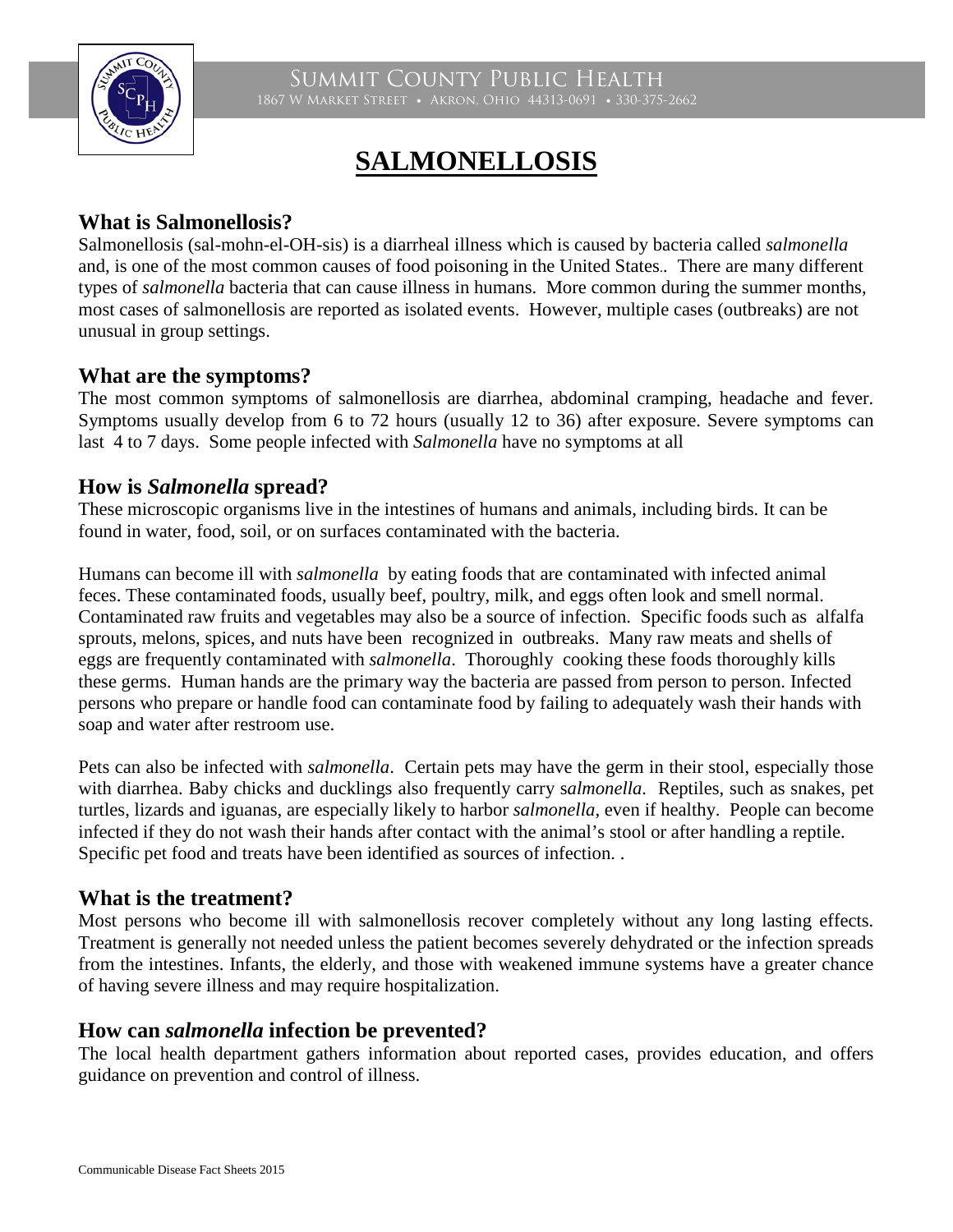SUMMIT COUNTY PUBLIC HEALTH
1867 W MARKET STREET • AKRON, OHIO 44313-0691 • 330-375-2662

# SALMONELLOSIS

## What is Salmonellosis?

Salmonellosis (sal-mohn-el-OH-sis) is a diarrheal illness which is caused by bacteria called *salmonella* and, is one of the most common causes of food poisoning in the United States.. There are many different types of *salmonella* bacteria that can cause illness in humans. More common during the summer months, most cases of salmonellosis are reported as isolated events. However, multiple cases (outbreaks) are not unusual in group settings.

## What are the symptoms?

The most common symptoms of salmonellosis are diarrhea, abdominal cramping, headache and fever. Symptoms usually develop from 6 to 72 hours (usually 12 to 36) after exposure. Severe symptoms can last 4 to 7 days. Some people infected with *Salmonella* have no symptoms at all

## How is *Salmonella* spread?

These microscopic organisms live in the intestines of humans and animals, including birds. It can be found in water, food, soil, or on surfaces contaminated with the bacteria.

Humans can become ill with *salmonella* by eating foods that are contaminated with infected animal feces. These contaminated foods, usually beef, poultry, milk, and eggs often look and smell normal. Contaminated raw fruits and vegetables may also be a source of infection. Specific foods such as alfalfa sprouts, melons, spices, and nuts have been recognized in outbreaks. Many raw meats and shells of eggs are frequently contaminated with *salmonella*. Thoroughly cooking these foods thoroughly kills these germs. Human hands are the primary way the bacteria are passed from person to person. Infected persons who prepare or handle food can contaminate food by failing to adequately wash their hands with soap and water after restroom use.

Pets can also be infected with *salmonella*. Certain pets may have the germ in their stool, especially those with diarrhea. Baby chicks and ducklings also frequently carry s*almonella*. Reptiles, such as snakes, pet turtles, lizards and iguanas, are especially likely to harbor *salmonella*, even if healthy. People can become infected if they do not wash their hands after contact with the animal's stool or after handling a reptile. Specific pet food and treats have been identified as sources of infection. .

## What is the treatment?

Most persons who become ill with salmonellosis recover completely without any long lasting effects. Treatment is generally not needed unless the patient becomes severely dehydrated or the infection spreads from the intestines. Infants, the elderly, and those with weakened immune systems have a greater chance of having severe illness and may require hospitalization.

## How can *salmonella* infection be prevented?

The local health department gathers information about reported cases, provides education, and offers guidance on prevention and control of illness.

Communicable Disease Fact Sheets 2015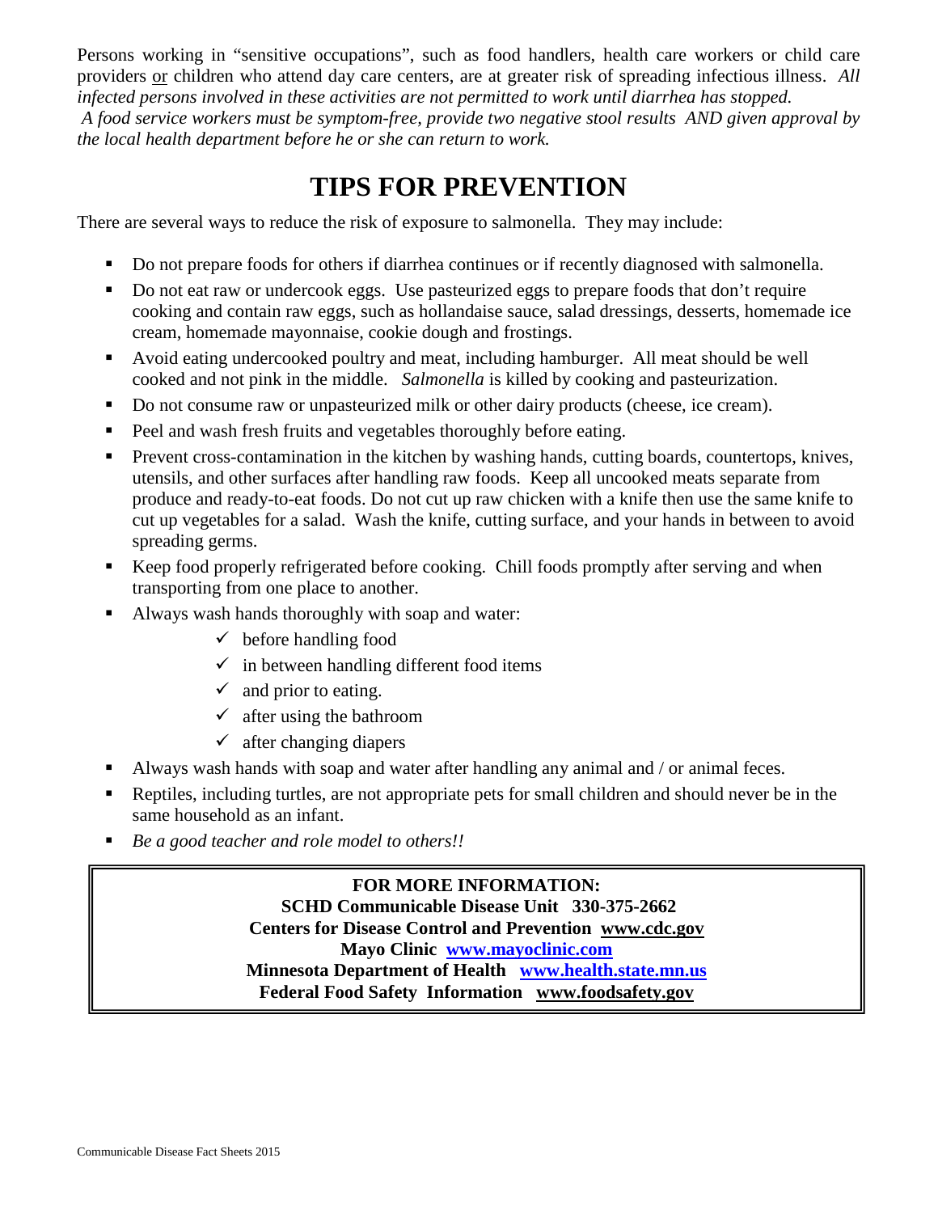Persons working in "sensitive occupations", such as food handlers, health care workers or child care providers or children who attend day care centers, are at greater risk of spreading infectious illness. *All infected persons involved in these activities are not permitted to work until diarrhea has stopped.*
*A food service workers must be symptom-free, provide two negative stool results AND given approval by the local health department before he or she can return to work.*

# TIPS FOR PREVENTION

There are several ways to reduce the risk of exposure to salmonella. They may include:

- Do not prepare foods for others if diarrhea continues or if recently diagnosed with salmonella.
- Do not eat raw or undercook eggs. Use pasteurized eggs to prepare foods that don't require cooking and contain raw eggs, such as hollandaise sauce, salad dressings, desserts, homemade ice cream, homemade mayonnaise, cookie dough and frostings.
- Avoid eating undercooked poultry and meat, including hamburger. All meat should be well cooked and not pink in the middle. *Salmonella* is killed by cooking and pasteurization.
- Do not consume raw or unpasteurized milk or other dairy products (cheese, ice cream).
- Peel and wash fresh fruits and vegetables thoroughly before eating.
- Prevent cross-contamination in the kitchen by washing hands, cutting boards, countertops, knives, utensils, and other surfaces after handling raw foods. Keep all uncooked meats separate from produce and ready-to-eat foods. Do not cut up raw chicken with a knife then use the same knife to cut up vegetables for a salad. Wash the knife, cutting surface, and your hands in between to avoid spreading germs.
- Keep food properly refrigerated before cooking. Chill foods promptly after serving and when transporting from one place to another.
- Always wash hands thoroughly with soap and water:
  - ✓ before handling food
  - ✓ in between handling different food items
  - ✓ and prior to eating.
  - ✓ after using the bathroom
  - ✓ after changing diapers
- Always wash hands with soap and water after handling any animal and / or animal feces.
- Reptiles, including turtles, are not appropriate pets for small children and should never be in the same household as an infant.
- *Be a good teacher and role model to others!!*

**FOR MORE INFORMATION:**
**SCHD Communicable Disease Unit 330-375-2662**
**Centers for Disease Control and Prevention www.cdc.gov**
**Mayo Clinic www.mayoclinic.com**
**Minnesota Department of Health www.health.state.mn.us**
**Federal Food Safety Information www.foodsafety.gov**

Communicable Disease Fact Sheets 2015